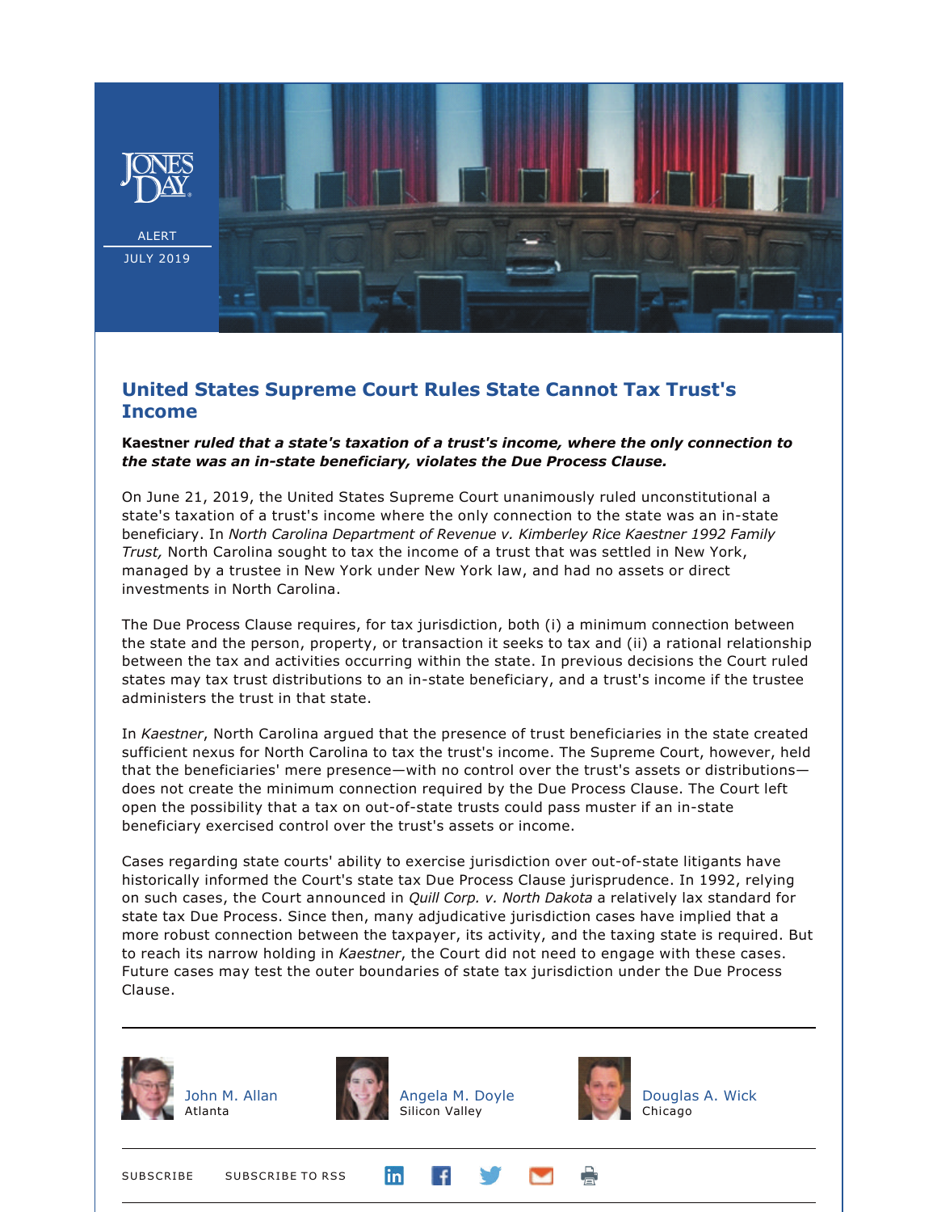JONES DAY

ALERT

JULY 2019

# United States Supreme Court Rules State Cannot Tax Trust's Income

***Kaestner** ruled that a state's taxation of a trust's income, where the only connection to the state was an in-state beneficiary, violates the Due Process Clause.*

On June 21, 2019, the United States Supreme Court unanimously ruled unconstitutional a state's taxation of a trust's income where the only connection to the state was an in-state beneficiary. In *North Carolina Department of Revenue v. Kimberley Rice Kaestner 1992 Family Trust,* North Carolina sought to tax the income of a trust that was settled in New York, managed by a trustee in New York under New York law, and had no assets or direct investments in North Carolina.

The Due Process Clause requires, for tax jurisdiction, both (i) a minimum connection between the state and the person, property, or transaction it seeks to tax and (ii) a rational relationship between the tax and activities occurring within the state. In previous decisions the Court ruled states may tax trust distributions to an in-state beneficiary, and a trust's income if the trustee administers the trust in that state.

In *Kaestner*, North Carolina argued that the presence of trust beneficiaries in the state created sufficient nexus for North Carolina to tax the trust's income. The Supreme Court, however, held that the beneficiaries' mere presence—with no control over the trust's assets or distributions—does not create the minimum connection required by the Due Process Clause. The Court left open the possibility that a tax on out-of-state trusts could pass muster if an in-state beneficiary exercised control over the trust's assets or income.

Cases regarding state courts' ability to exercise jurisdiction over out-of-state litigants have historically informed the Court's state tax Due Process Clause jurisprudence. In 1992, relying on such cases, the Court announced in *Quill Corp. v. North Dakota* a relatively lax standard for state tax Due Process. Since then, many adjudicative jurisdiction cases have implied that a more robust connection between the taxpayer, its activity, and the taxing state is required. But to reach its narrow holding in *Kaestner*, the Court did not need to engage with these cases. Future cases may test the outer boundaries of state tax jurisdiction under the Due Process Clause.

---

John M. Allan
Atlanta

Angela M. Doyle
Silicon Valley

Douglas A. Wick
Chicago

---

SUBSCRIBE SUBSCRIBE TO RSS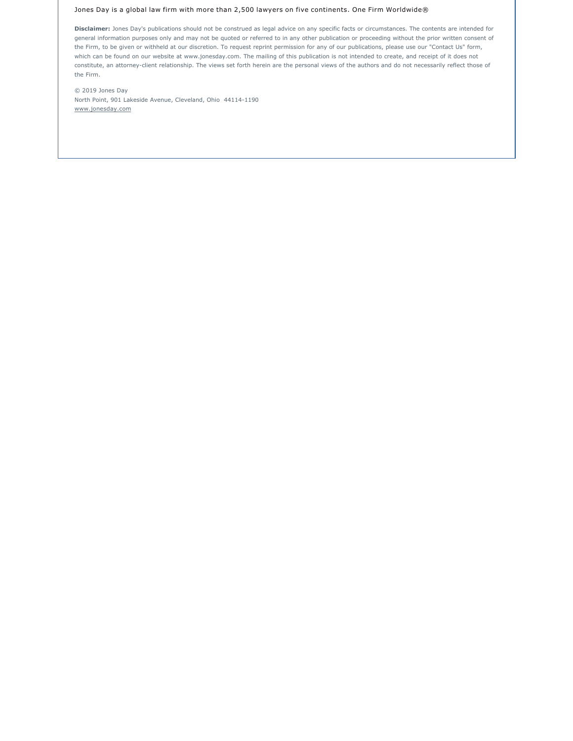Jones Day is a global law firm with more than 2,500 lawyers on five continents. One Firm Worldwide®

**Disclaimer:** Jones Day's publications should not be construed as legal advice on any specific facts or circumstances. The contents are intended for general information purposes only and may not be quoted or referred to in any other publication or proceeding without the prior written consent of the Firm, to be given or withheld at our discretion. To request reprint permission for any of our publications, please use our "Contact Us" form, which can be found on our website at www.jonesday.com. The mailing of this publication is not intended to create, and receipt of it does not constitute, an attorney-client relationship. The views set forth herein are the personal views of the authors and do not necessarily reflect those of the Firm.

© 2019 Jones Day
North Point, 901 Lakeside Avenue, Cleveland, Ohio 44114-1190
www.jonesday.com